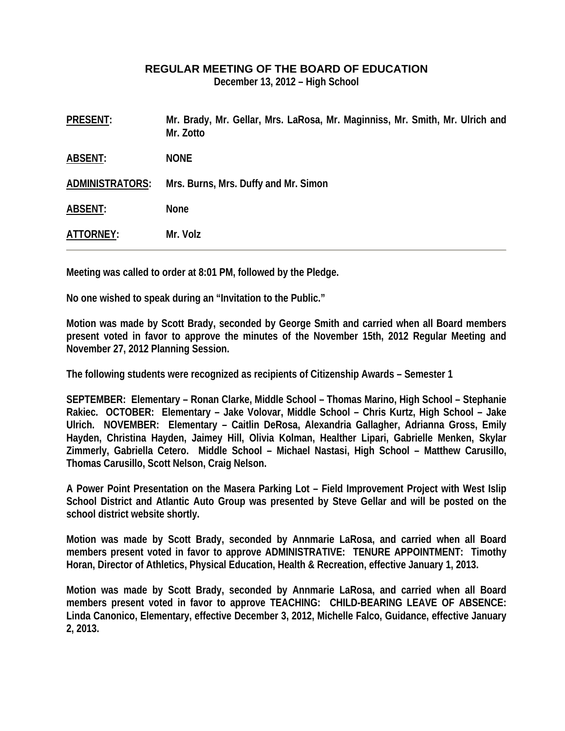# REGULAR MEETING OF THE BOARD OF EDUCATION

**December 13, 2012 – High School**

| | |
|---|---|
| **PRESENT:** | **Mr. Brady, Mr. Gellar, Mrs. LaRosa, Mr. Maginniss, Mr. Smith, Mr. Ulrich and Mr. Zotto** |
| **ABSENT:** | **NONE** |
| **ADMINISTRATORS:** | **Mrs. Burns, Mrs. Duffy and Mr. Simon** |
| **ABSENT:** | **None** |
| **ATTORNEY:** | **Mr. Volz** |

---

**Meeting was called to order at 8:01 PM, followed by the Pledge.**

**No one wished to speak during an "Invitation to the Public."**

**Motion was made by Scott Brady, seconded by George Smith and carried when all Board members present voted in favor to approve the minutes of the November 15th, 2012 Regular Meeting and November 27, 2012 Planning Session.**

**The following students were recognized as recipients of Citizenship Awards – Semester 1**

**SEPTEMBER: Elementary – Ronan Clarke, Middle School – Thomas Marino, High School – Stephanie Rakiec. OCTOBER: Elementary – Jake Volovar, Middle School – Chris Kurtz, High School – Jake Ulrich. NOVEMBER: Elementary – Caitlin DeRosa, Alexandria Gallagher, Adrianna Gross, Emily Hayden, Christina Hayden, Jaimey Hill, Olivia Kolman, Healther Lipari, Gabrielle Menken, Skylar Zimmerly, Gabriella Cetero. Middle School – Michael Nastasi, High School – Matthew Carusillo, Thomas Carusillo, Scott Nelson, Craig Nelson.**

**A Power Point Presentation on the Masera Parking Lot – Field Improvement Project with West Islip School District and Atlantic Auto Group was presented by Steve Gellar and will be posted on the school district website shortly.**

**Motion was made by Scott Brady, seconded by Annmarie LaRosa, and carried when all Board members present voted in favor to approve ADMINISTRATIVE: TENURE APPOINTMENT: Timothy Horan, Director of Athletics, Physical Education, Health & Recreation, effective January 1, 2013.**

**Motion was made by Scott Brady, seconded by Annmarie LaRosa, and carried when all Board members present voted in favor to approve TEACHING: CHILD-BEARING LEAVE OF ABSENCE: Linda Canonico, Elementary, effective December 3, 2012, Michelle Falco, Guidance, effective January 2, 2013.**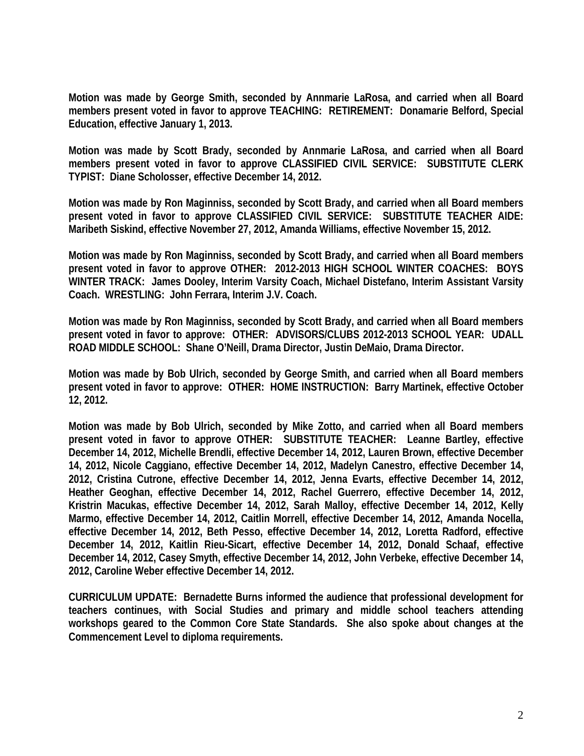**Motion was made by George Smith, seconded by Annmarie LaRosa, and carried when all Board members present voted in favor to approve TEACHING: RETIREMENT: Donamarie Belford, Special Education, effective January 1, 2013.**

**Motion was made by Scott Brady, seconded by Annmarie LaRosa, and carried when all Board members present voted in favor to approve CLASSIFIED CIVIL SERVICE: SUBSTITUTE CLERK TYPIST: Diane Scholosser, effective December 14, 2012.**

**Motion was made by Ron Maginniss, seconded by Scott Brady, and carried when all Board members present voted in favor to approve CLASSIFIED CIVIL SERVICE: SUBSTITUTE TEACHER AIDE: Maribeth Siskind, effective November 27, 2012, Amanda Williams, effective November 15, 2012.**

**Motion was made by Ron Maginniss, seconded by Scott Brady, and carried when all Board members present voted in favor to approve OTHER: 2012-2013 HIGH SCHOOL WINTER COACHES: BOYS WINTER TRACK: James Dooley, Interim Varsity Coach, Michael Distefano, Interim Assistant Varsity Coach. WRESTLING: John Ferrara, Interim J.V. Coach.**

**Motion was made by Ron Maginniss, seconded by Scott Brady, and carried when all Board members present voted in favor to approve: OTHER: ADVISORS/CLUBS 2012-2013 SCHOOL YEAR: UDALL ROAD MIDDLE SCHOOL: Shane O'Neill, Drama Director, Justin DeMaio, Drama Director.**

**Motion was made by Bob Ulrich, seconded by George Smith, and carried when all Board members present voted in favor to approve: OTHER: HOME INSTRUCTION: Barry Martinek, effective October 12, 2012.**

**Motion was made by Bob Ulrich, seconded by Mike Zotto, and carried when all Board members present voted in favor to approve OTHER: SUBSTITUTE TEACHER: Leanne Bartley, effective December 14, 2012, Michelle Brendli, effective December 14, 2012, Lauren Brown, effective December 14, 2012, Nicole Caggiano, effective December 14, 2012, Madelyn Canestro, effective December 14, 2012, Cristina Cutrone, effective December 14, 2012, Jenna Evarts, effective December 14, 2012, Heather Geoghan, effective December 14, 2012, Rachel Guerrero, effective December 14, 2012, Kristrin Macukas, effective December 14, 2012, Sarah Malloy, effective December 14, 2012, Kelly Marmo, effective December 14, 2012, Caitlin Morrell, effective December 14, 2012, Amanda Nocella, effective December 14, 2012, Beth Pesso, effective December 14, 2012, Loretta Radford, effective December 14, 2012, Kaitlin Rieu-Sicart, effective December 14, 2012, Donald Schaaf, effective December 14, 2012, Casey Smyth, effective December 14, 2012, John Verbeke, effective December 14, 2012, Caroline Weber effective December 14, 2012.**

**CURRICULUM UPDATE: Bernadette Burns informed the audience that professional development for teachers continues, with Social Studies and primary and middle school teachers attending workshops geared to the Common Core State Standards. She also spoke about changes at the Commencement Level to diploma requirements.**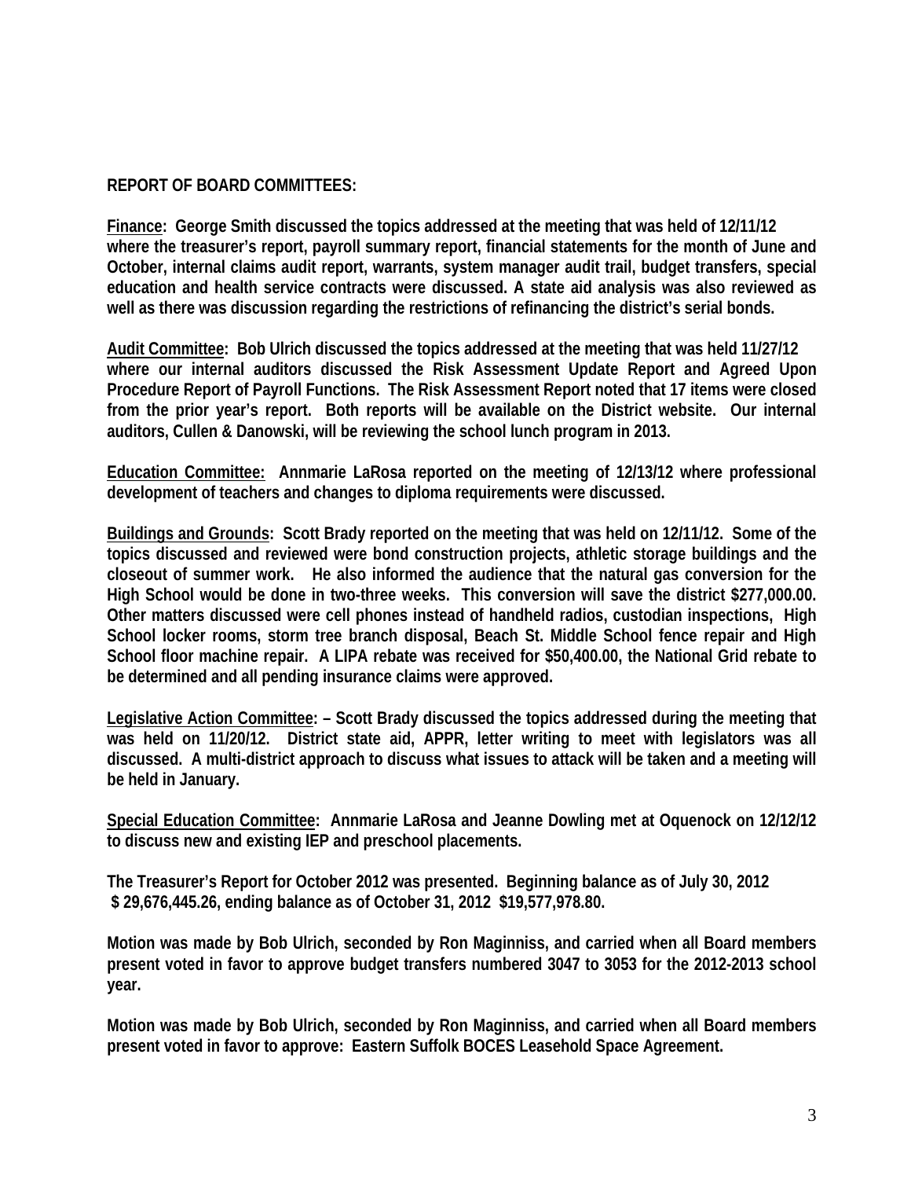**REPORT OF BOARD COMMITTEES:**

**Finance: George Smith discussed the topics addressed at the meeting that was held of 12/11/12 where the treasurer's report, payroll summary report, financial statements for the month of June and October, internal claims audit report, warrants, system manager audit trail, budget transfers, special education and health service contracts were discussed. A state aid analysis was also reviewed as well as there was discussion regarding the restrictions of refinancing the district's serial bonds.**

**Audit Committee: Bob Ulrich discussed the topics addressed at the meeting that was held 11/27/12 where our internal auditors discussed the Risk Assessment Update Report and Agreed Upon Procedure Report of Payroll Functions. The Risk Assessment Report noted that 17 items were closed from the prior year's report. Both reports will be available on the District website. Our internal auditors, Cullen & Danowski, will be reviewing the school lunch program in 2013.**

**Education Committee: Annmarie LaRosa reported on the meeting of 12/13/12 where professional development of teachers and changes to diploma requirements were discussed.**

**Buildings and Grounds: Scott Brady reported on the meeting that was held on 12/11/12. Some of the topics discussed and reviewed were bond construction projects, athletic storage buildings and the closeout of summer work. He also informed the audience that the natural gas conversion for the High School would be done in two-three weeks. This conversion will save the district $277,000.00. Other matters discussed were cell phones instead of handheld radios, custodian inspections, High School locker rooms, storm tree branch disposal, Beach St. Middle School fence repair and High School floor machine repair. A LIPA rebate was received for $50,400.00, the National Grid rebate to be determined and all pending insurance claims were approved.**

**Legislative Action Committee: – Scott Brady discussed the topics addressed during the meeting that was held on 11/20/12. District state aid, APPR, letter writing to meet with legislators was all discussed. A multi-district approach to discuss what issues to attack will be taken and a meeting will be held in January.**

**Special Education Committee: Annmarie LaRosa and Jeanne Dowling met at Oquenock on 12/12/12 to discuss new and existing IEP and preschool placements.**

**The Treasurer's Report for October 2012 was presented. Beginning balance as of July 30, 2012 $ 29,676,445.26, ending balance as of October 31, 2012 $19,577,978.80.**

**Motion was made by Bob Ulrich, seconded by Ron Maginniss, and carried when all Board members present voted in favor to approve budget transfers numbered 3047 to 3053 for the 2012-2013 school year.**

**Motion was made by Bob Ulrich, seconded by Ron Maginniss, and carried when all Board members present voted in favor to approve: Eastern Suffolk BOCES Leasehold Space Agreement.**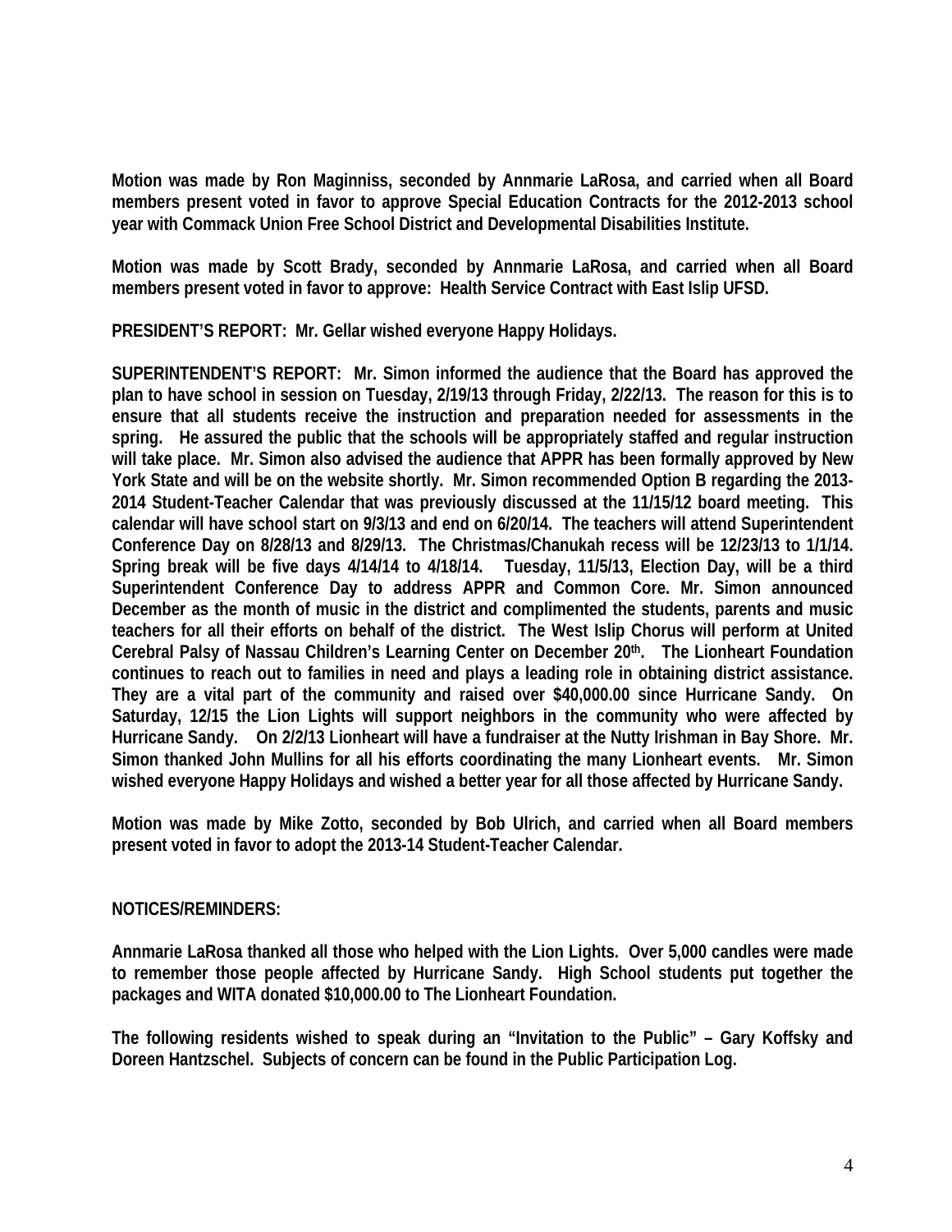**Motion was made by Ron Maginniss, seconded by Annmarie LaRosa, and carried when all Board members present voted in favor to approve Special Education Contracts for the 2012-2013 school year with Commack Union Free School District and Developmental Disabilities Institute.**

**Motion was made by Scott Brady, seconded by Annmarie LaRosa, and carried when all Board members present voted in favor to approve: Health Service Contract with East Islip UFSD.**

**PRESIDENT'S REPORT: Mr. Gellar wished everyone Happy Holidays.**

**SUPERINTENDENT'S REPORT: Mr. Simon informed the audience that the Board has approved the plan to have school in session on Tuesday, 2/19/13 through Friday, 2/22/13. The reason for this is to ensure that all students receive the instruction and preparation needed for assessments in the spring. He assured the public that the schools will be appropriately staffed and regular instruction will take place. Mr. Simon also advised the audience that APPR has been formally approved by New York State and will be on the website shortly. Mr. Simon recommended Option B regarding the 2013-2014 Student-Teacher Calendar that was previously discussed at the 11/15/12 board meeting. This calendar will have school start on 9/3/13 and end on 6/20/14. The teachers will attend Superintendent Conference Day on 8/28/13 and 8/29/13. The Christmas/Chanukah recess will be 12/23/13 to 1/1/14. Spring break will be five days 4/14/14 to 4/18/14. Tuesday, 11/5/13, Election Day, will be a third Superintendent Conference Day to address APPR and Common Core. Mr. Simon announced December as the month of music in the district and complimented the students, parents and music teachers for all their efforts on behalf of the district. The West Islip Chorus will perform at United Cerebral Palsy of Nassau Children's Learning Center on December 20th. The Lionheart Foundation continues to reach out to families in need and plays a leading role in obtaining district assistance. They are a vital part of the community and raised over $40,000.00 since Hurricane Sandy. On Saturday, 12/15 the Lion Lights will support neighbors in the community who were affected by Hurricane Sandy. On 2/2/13 Lionheart will have a fundraiser at the Nutty Irishman in Bay Shore. Mr. Simon thanked John Mullins for all his efforts coordinating the many Lionheart events. Mr. Simon wished everyone Happy Holidays and wished a better year for all those affected by Hurricane Sandy.**

**Motion was made by Mike Zotto, seconded by Bob Ulrich, and carried when all Board members present voted in favor to adopt the 2013-14 Student-Teacher Calendar.**

**NOTICES/REMINDERS:**

**Annmarie LaRosa thanked all those who helped with the Lion Lights. Over 5,000 candles were made to remember those people affected by Hurricane Sandy. High School students put together the packages and WITA donated $10,000.00 to The Lionheart Foundation.**

**The following residents wished to speak during an "Invitation to the Public" – Gary Koffsky and Doreen Hantzschel. Subjects of concern can be found in the Public Participation Log.**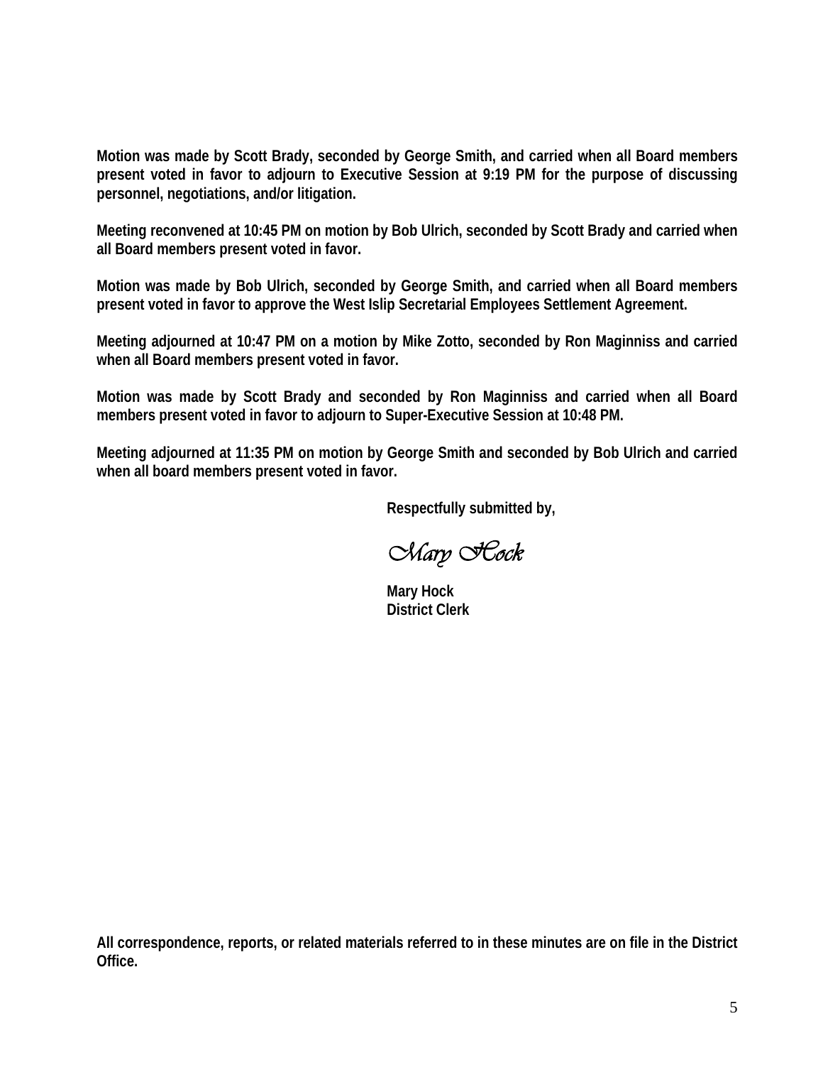**Motion was made by Scott Brady, seconded by George Smith, and carried when all Board members present voted in favor to adjourn to Executive Session at 9:19 PM for the purpose of discussing personnel, negotiations, and/or litigation.**

**Meeting reconvened at 10:45 PM on motion by Bob Ulrich, seconded by Scott Brady and carried when all Board members present voted in favor.**

**Motion was made by Bob Ulrich, seconded by George Smith, and carried when all Board members present voted in favor to approve the West Islip Secretarial Employees Settlement Agreement.**

**Meeting adjourned at 10:47 PM on a motion by Mike Zotto, seconded by Ron Maginniss and carried when all Board members present voted in favor.**

**Motion was made by Scott Brady and seconded by Ron Maginniss and carried when all Board members present voted in favor to adjourn to Super-Executive Session at 10:48 PM.**

**Meeting adjourned at 11:35 PM on motion by George Smith and seconded by Bob Ulrich and carried when all board members present voted in favor.**

**Respectfully submitted by,**

*Mary Hock*

**Mary Hock**
**District Clerk**

**All correspondence, reports, or related materials referred to in these minutes are on file in the District Office.**